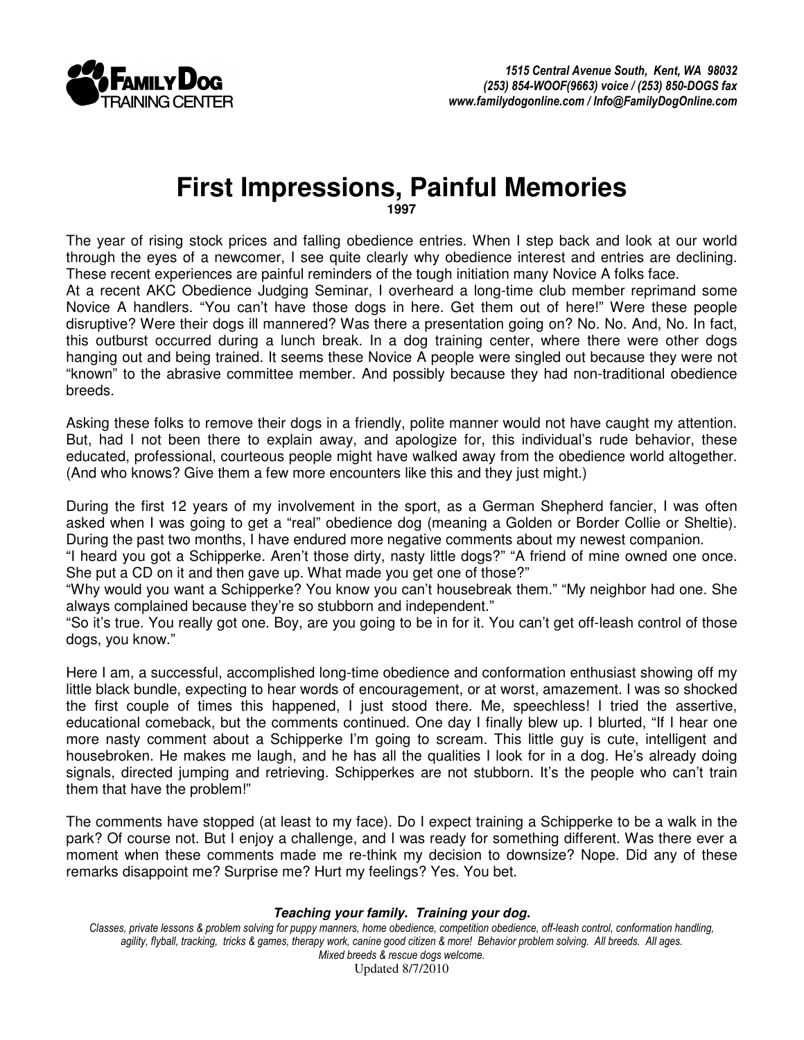# First Impressions, Painful Memories

**1997**

The year of rising stock prices and falling obedience entries. When I step back and look at our world through the eyes of a newcomer, I see quite clearly why obedience interest and entries are declining. These recent experiences are painful reminders of the tough initiation many Novice A folks face.

At a recent AKC Obedience Judging Seminar, I overheard a long-time club member reprimand some Novice A handlers. "You can't have those dogs in here. Get them out of here!" Were these people disruptive? Were their dogs ill mannered? Was there a presentation going on? No. No. And, No. In fact, this outburst occurred during a lunch break. In a dog training center, where there were other dogs hanging out and being trained. It seems these Novice A people were singled out because they were not "known" to the abrasive committee member. And possibly because they had non-traditional obedience breeds.

Asking these folks to remove their dogs in a friendly, polite manner would not have caught my attention. But, had I not been there to explain away, and apologize for, this individual's rude behavior, these educated, professional, courteous people might have walked away from the obedience world altogether. (And who knows? Give them a few more encounters like this and they just might.)

During the first 12 years of my involvement in the sport, as a German Shepherd fancier, I was often asked when I was going to get a "real" obedience dog (meaning a Golden or Border Collie or Sheltie). During the past two months, I have endured more negative comments about my newest companion.

"I heard you got a Schipperke. Aren't those dirty, nasty little dogs?" "A friend of mine owned one once. She put a CD on it and then gave up. What made you get one of those?"

"Why would you want a Schipperke? You know you can't housebreak them." "My neighbor had one. She always complained because they're so stubborn and independent."

"So it's true. You really got one. Boy, are you going to be in for it. You can't get off-leash control of those dogs, you know."

Here I am, a successful, accomplished long-time obedience and conformation enthusiast showing off my little black bundle, expecting to hear words of encouragement, or at worst, amazement. I was so shocked the first couple of times this happened, I just stood there. Me, speechless! I tried the assertive, educational comeback, but the comments continued. One day I finally blew up. I blurted, "If I hear one more nasty comment about a Schipperke I'm going to scream. This little guy is cute, intelligent and housebroken. He makes me laugh, and he has all the qualities I look for in a dog. He's already doing signals, directed jumping and retrieving. Schipperkes are not stubborn. It's the people who can't train them that have the problem!"

The comments have stopped (at least to my face). Do I expect training a Schipperke to be a walk in the park? Of course not. But I enjoy a challenge, and I was ready for something different. Was there ever a moment when these comments made me re-think my decision to downsize? Nope. Did any of these remarks disappoint me? Surprise me? Hurt my feelings? Yes. You bet.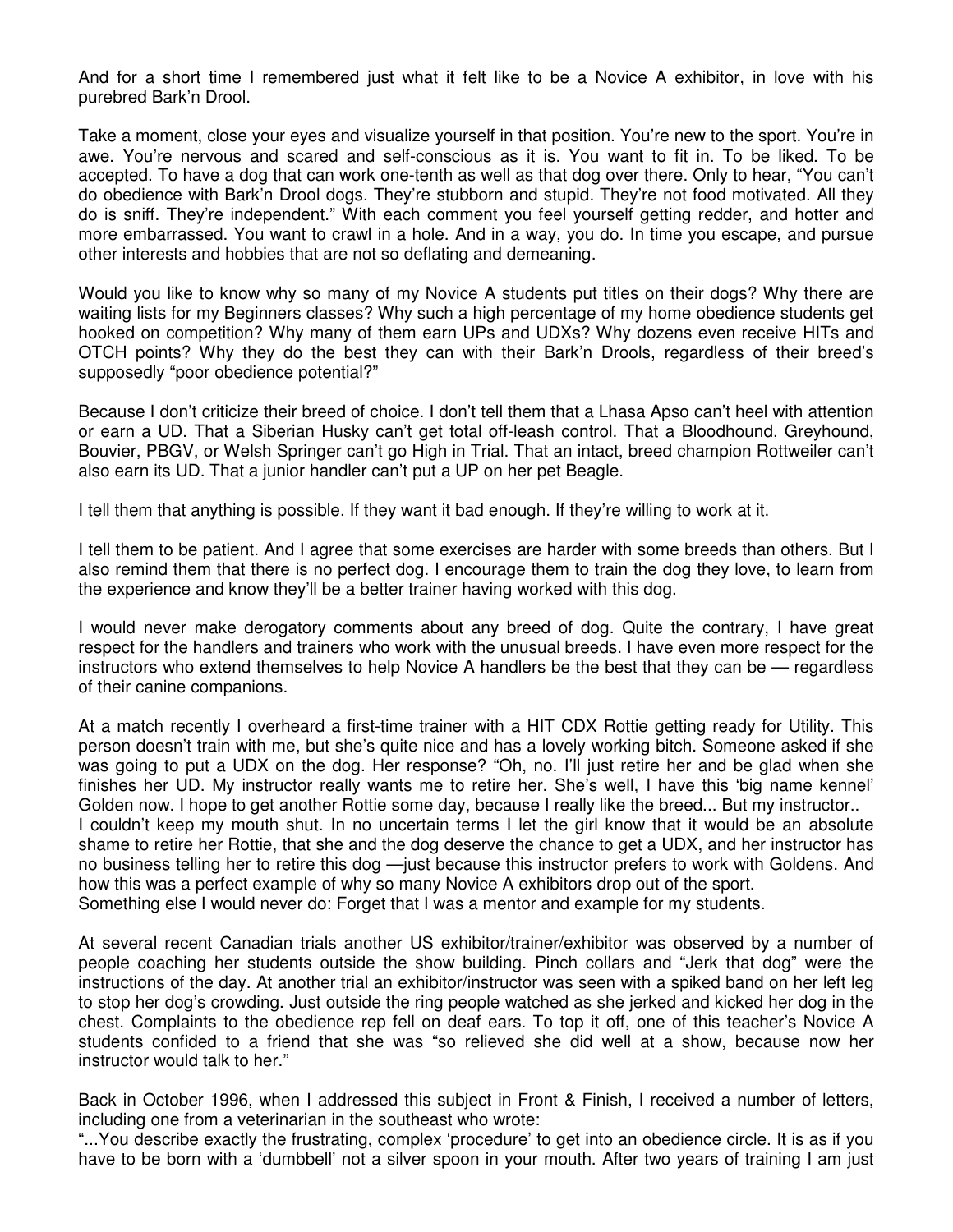And for a short time I remembered just what it felt like to be a Novice A exhibitor, in love with his purebred Bark'n Drool.

Take a moment, close your eyes and visualize yourself in that position. You're new to the sport. You're in awe. You're nervous and scared and self-conscious as it is. You want to fit in. To be liked. To be accepted. To have a dog that can work one-tenth as well as that dog over there. Only to hear, "You can't do obedience with Bark'n Drool dogs. They're stubborn and stupid. They're not food motivated. All they do is sniff. They're independent." With each comment you feel yourself getting redder, and hotter and more embarrassed. You want to crawl in a hole. And in a way, you do. In time you escape, and pursue other interests and hobbies that are not so deflating and demeaning.

Would you like to know why so many of my Novice A students put titles on their dogs? Why there are waiting lists for my Beginners classes? Why such a high percentage of my home obedience students get hooked on competition? Why many of them earn UPs and UDXs? Why dozens even receive HITs and OTCH points? Why they do the best they can with their Bark'n Drools, regardless of their breed's supposedly "poor obedience potential?"

Because I don't criticize their breed of choice. I don't tell them that a Lhasa Apso can't heel with attention or earn a UD. That a Siberian Husky can't get total off-leash control. That a Bloodhound, Greyhound, Bouvier, PBGV, or Welsh Springer can't go High in Trial. That an intact, breed champion Rottweiler can't also earn its UD. That a junior handler can't put a UP on her pet Beagle.

I tell them that anything is possible. If they want it bad enough. If they're willing to work at it.

I tell them to be patient. And I agree that some exercises are harder with some breeds than others. But I also remind them that there is no perfect dog. I encourage them to train the dog they love, to learn from the experience and know they'll be a better trainer having worked with this dog.

I would never make derogatory comments about any breed of dog. Quite the contrary, I have great respect for the handlers and trainers who work with the unusual breeds. I have even more respect for the instructors who extend themselves to help Novice A handlers be the best that they can be — regardless of their canine companions.

At a match recently I overheard a first-time trainer with a HIT CDX Rottie getting ready for Utility. This person doesn't train with me, but she's quite nice and has a lovely working bitch. Someone asked if she was going to put a UDX on the dog. Her response? "Oh, no. I'll just retire her and be glad when she finishes her UD. My instructor really wants me to retire her. She's well, I have this 'big name kennel' Golden now. I hope to get another Rottie some day, because I really like the breed... But my instructor..
I couldn't keep my mouth shut. In no uncertain terms I let the girl know that it would be an absolute shame to retire her Rottie, that she and the dog deserve the chance to get a UDX, and her instructor has no business telling her to retire this dog —just because this instructor prefers to work with Goldens. And how this was a perfect example of why so many Novice A exhibitors drop out of the sport.
Something else I would never do: Forget that I was a mentor and example for my students.

At several recent Canadian trials another US exhibitor/trainer/exhibitor was observed by a number of people coaching her students outside the show building. Pinch collars and "Jerk that dog" were the instructions of the day. At another trial an exhibitor/instructor was seen with a spiked band on her left leg to stop her dog's crowding. Just outside the ring people watched as she jerked and kicked her dog in the chest. Complaints to the obedience rep fell on deaf ears. To top it off, one of this teacher's Novice A students confided to a friend that she was "so relieved she did well at a show, because now her instructor would talk to her."

Back in October 1996, when I addressed this subject in Front & Finish, I received a number of letters, including one from a veterinarian in the southeast who wrote:
"...You describe exactly the frustrating, complex 'procedure' to get into an obedience circle. It is as if you have to be born with a 'dumbbell' not a silver spoon in your mouth. After two years of training I am just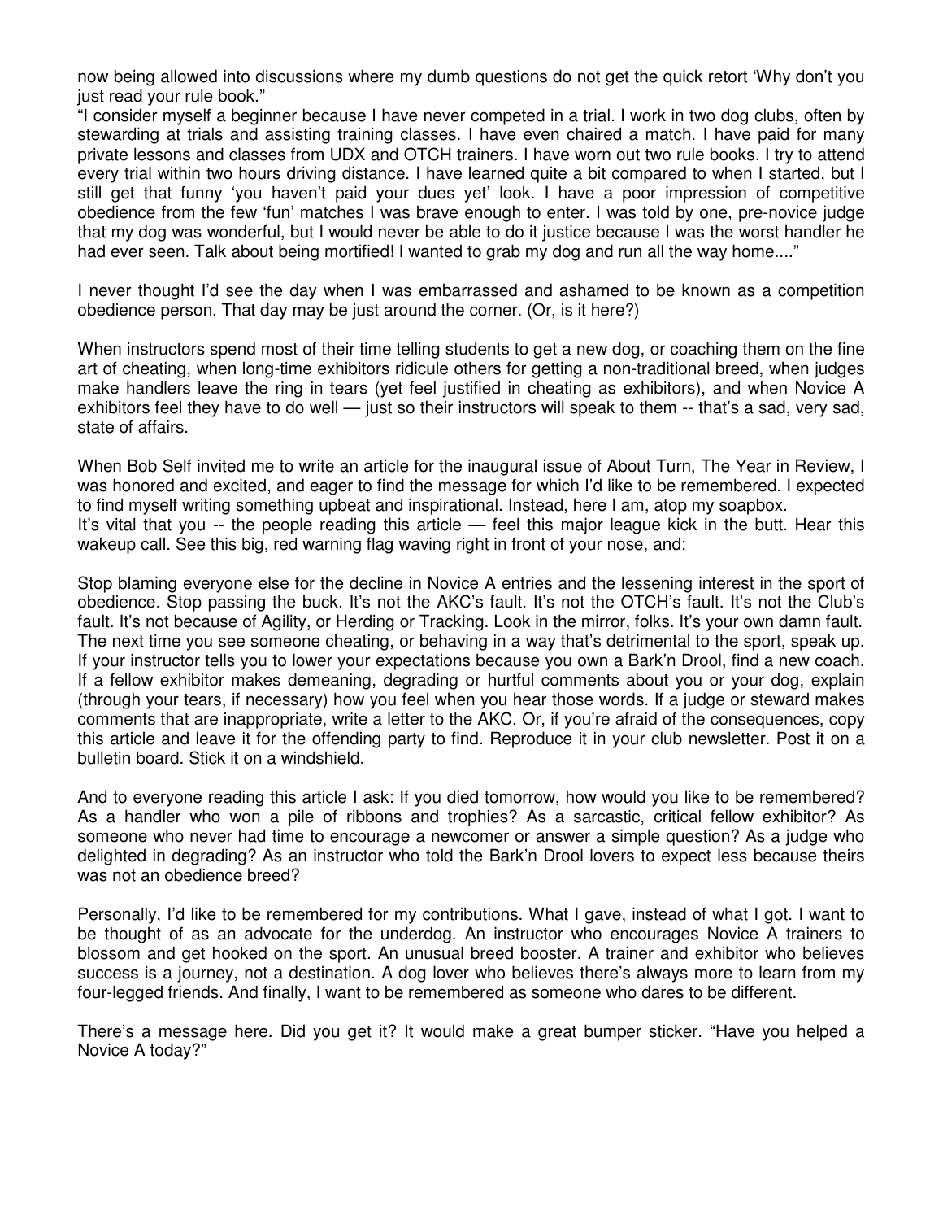now being allowed into discussions where my dumb questions do not get the quick retort 'Why don't you just read your rule book."

"I consider myself a beginner because I have never competed in a trial. I work in two dog clubs, often by stewarding at trials and assisting training classes. I have even chaired a match. I have paid for many private lessons and classes from UDX and OTCH trainers. I have worn out two rule books. I try to attend every trial within two hours driving distance. I have learned quite a bit compared to when I started, but I still get that funny 'you haven't paid your dues yet' look. I have a poor impression of competitive obedience from the few 'fun' matches I was brave enough to enter. I was told by one, pre-novice judge that my dog was wonderful, but I would never be able to do it justice because I was the worst handler he had ever seen. Talk about being mortified! I wanted to grab my dog and run all the way home...."

I never thought I'd see the day when I was embarrassed and ashamed to be known as a competition obedience person. That day may be just around the corner. (Or, is it here?)

When instructors spend most of their time telling students to get a new dog, or coaching them on the fine art of cheating, when long-time exhibitors ridicule others for getting a non-traditional breed, when judges make handlers leave the ring in tears (yet feel justified in cheating as exhibitors), and when Novice A exhibitors feel they have to do well — just so their instructors will speak to them -- that's a sad, very sad, state of affairs.

When Bob Self invited me to write an article for the inaugural issue of About Turn, The Year in Review, I was honored and excited, and eager to find the message for which I'd like to be remembered. I expected to find myself writing something upbeat and inspirational. Instead, here I am, atop my soapbox.

It's vital that you -- the people reading this article — feel this major league kick in the butt. Hear this wakeup call. See this big, red warning flag waving right in front of your nose, and:

Stop blaming everyone else for the decline in Novice A entries and the lessening interest in the sport of obedience. Stop passing the buck. It's not the AKC's fault. It's not the OTCH's fault. It's not the Club's fault. It's not because of Agility, or Herding or Tracking. Look in the mirror, folks. It's your own damn fault. The next time you see someone cheating, or behaving in a way that's detrimental to the sport, speak up. If your instructor tells you to lower your expectations because you own a Bark'n Drool, find a new coach. If a fellow exhibitor makes demeaning, degrading or hurtful comments about you or your dog, explain (through your tears, if necessary) how you feel when you hear those words. If a judge or steward makes comments that are inappropriate, write a letter to the AKC. Or, if you're afraid of the consequences, copy this article and leave it for the offending party to find. Reproduce it in your club newsletter. Post it on a bulletin board. Stick it on a windshield.

And to everyone reading this article I ask: If you died tomorrow, how would you like to be remembered? As a handler who won a pile of ribbons and trophies? As a sarcastic, critical fellow exhibitor? As someone who never had time to encourage a newcomer or answer a simple question? As a judge who delighted in degrading? As an instructor who told the Bark'n Drool lovers to expect less because theirs was not an obedience breed?

Personally, I'd like to be remembered for my contributions. What I gave, instead of what I got. I want to be thought of as an advocate for the underdog. An instructor who encourages Novice A trainers to blossom and get hooked on the sport. An unusual breed booster. A trainer and exhibitor who believes success is a journey, not a destination. A dog lover who believes there's always more to learn from my four-legged friends. And finally, I want to be remembered as someone who dares to be different.

There's a message here. Did you get it? It would make a great bumper sticker. "Have you helped a Novice A today?"